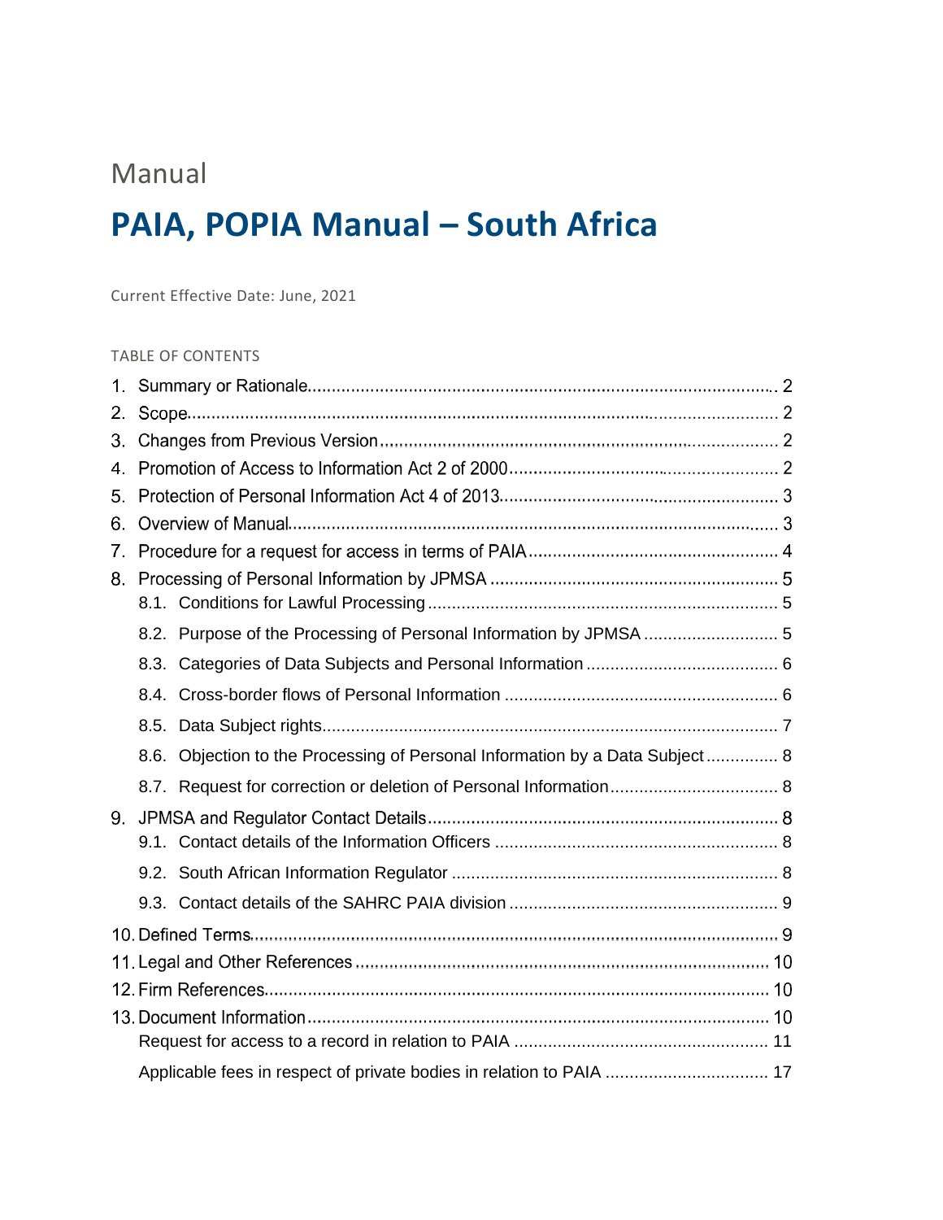Manual

# PAIA, POPIA Manual – South Africa

Current Effective Date: June, 2021

TABLE OF CONTENTS

1. Summary or Rationale ... 2
2. Scope ... 2
3. Changes from Previous Version ... 2
4. Promotion of Access to Information Act 2 of 2000 ... 2
5. Protection of Personal Information Act 4 of 2013 ... 3
6. Overview of Manual ... 3
7. Procedure for a request for access in terms of PAIA ... 4
8. Processing of Personal Information by JPMSA ... 5
   - 8.1. Conditions for Lawful Processing ... 5
   - 8.2. Purpose of the Processing of Personal Information by JPMSA ... 5
   - 8.3. Categories of Data Subjects and Personal Information ... 6
   - 8.4. Cross-border flows of Personal Information ... 6
   - 8.5. Data Subject rights ... 7
   - 8.6. Objection to the Processing of Personal Information by a Data Subject ... 8
   - 8.7. Request for correction or deletion of Personal Information ... 8
9. JPMSA and Regulator Contact Details ... 8
   - 9.1. Contact details of the Information Officers ... 8
   - 9.2. South African Information Regulator ... 8
   - 9.3. Contact details of the SAHRC PAIA division ... 9
10. Defined Terms ... 9
11. Legal and Other References ... 10
12. Firm References ... 10
13. Document Information ... 10
    - Request for access to a record in relation to PAIA ... 11
    - Applicable fees in respect of private bodies in relation to PAIA ... 17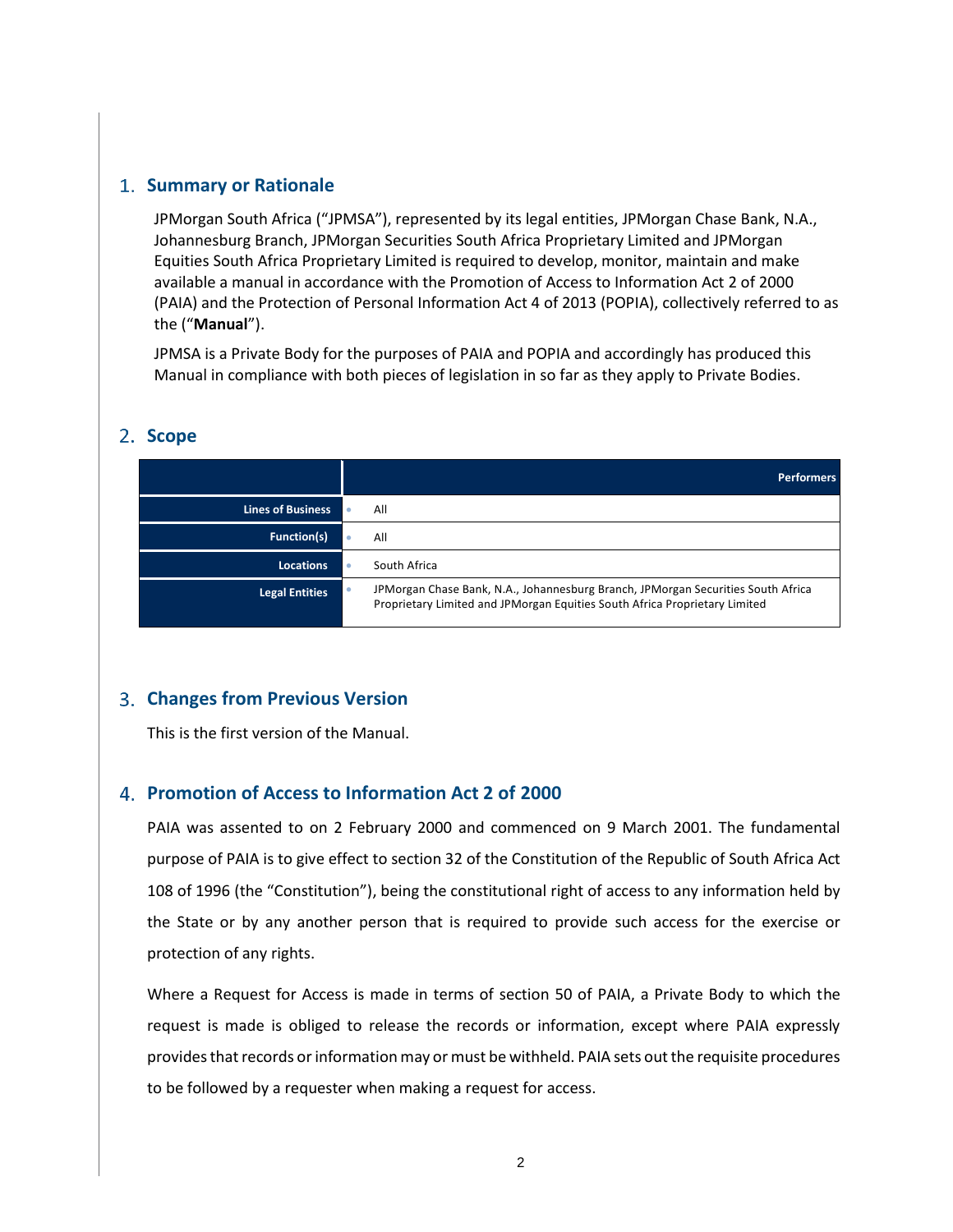## 1. Summary or Rationale

JPMorgan South Africa ("JPMSA"), represented by its legal entities, JPMorgan Chase Bank, N.A., Johannesburg Branch, JPMorgan Securities South Africa Proprietary Limited and JPMorgan Equities South Africa Proprietary Limited is required to develop, monitor, maintain and make available a manual in accordance with the Promotion of Access to Information Act 2 of 2000 (PAIA) and the Protection of Personal Information Act 4 of 2013 (POPIA), collectively referred to as the ("**Manual**").

JPMSA is a Private Body for the purposes of PAIA and POPIA and accordingly has produced this Manual in compliance with both pieces of legislation in so far as they apply to Private Bodies.

## 2. Scope

| | Performers |
|---|---|
| **Lines of Business** | All |
| **Function(s)** | All |
| **Locations** | South Africa |
| **Legal Entities** | JPMorgan Chase Bank, N.A., Johannesburg Branch, JPMorgan Securities South Africa Proprietary Limited and JPMorgan Equities South Africa Proprietary Limited |

## 3. Changes from Previous Version

This is the first version of the Manual.

## 4. Promotion of Access to Information Act 2 of 2000

PAIA was assented to on 2 February 2000 and commenced on 9 March 2001. The fundamental purpose of PAIA is to give effect to section 32 of the Constitution of the Republic of South Africa Act 108 of 1996 (the "Constitution"), being the constitutional right of access to any information held by the State or by any another person that is required to provide such access for the exercise or protection of any rights.

Where a Request for Access is made in terms of section 50 of PAIA, a Private Body to which the request is made is obliged to release the records or information, except where PAIA expressly provides that records or information may or must be withheld. PAIA sets out the requisite procedures to be followed by a requester when making a request for access.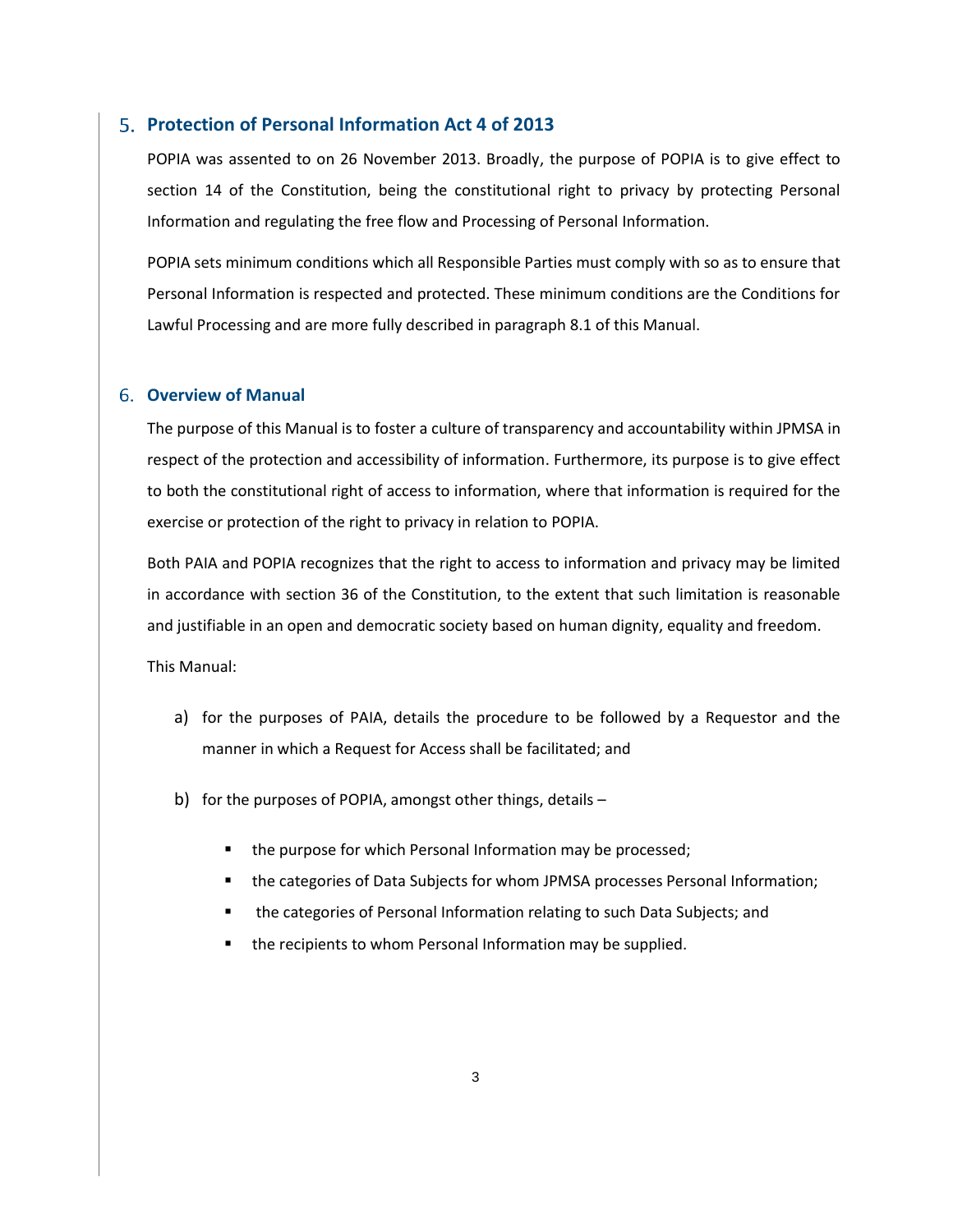## 5. Protection of Personal Information Act 4 of 2013

POPIA was assented to on 26 November 2013. Broadly, the purpose of POPIA is to give effect to section 14 of the Constitution, being the constitutional right to privacy by protecting Personal Information and regulating the free flow and Processing of Personal Information.

POPIA sets minimum conditions which all Responsible Parties must comply with so as to ensure that Personal Information is respected and protected. These minimum conditions are the Conditions for Lawful Processing and are more fully described in paragraph 8.1 of this Manual.

## 6. Overview of Manual

The purpose of this Manual is to foster a culture of transparency and accountability within JPMSA in respect of the protection and accessibility of information. Furthermore, its purpose is to give effect to both the constitutional right of access to information, where that information is required for the exercise or protection of the right to privacy in relation to POPIA.

Both PAIA and POPIA recognizes that the right to access to information and privacy may be limited in accordance with section 36 of the Constitution, to the extent that such limitation is reasonable and justifiable in an open and democratic society based on human dignity, equality and freedom.

This Manual:

a) for the purposes of PAIA, details the procedure to be followed by a Requestor and the manner in which a Request for Access shall be facilitated; and

b) for the purposes of POPIA, amongst other things, details –

- the purpose for which Personal Information may be processed;
- the categories of Data Subjects for whom JPMSA processes Personal Information;
- the categories of Personal Information relating to such Data Subjects; and
- the recipients to whom Personal Information may be supplied.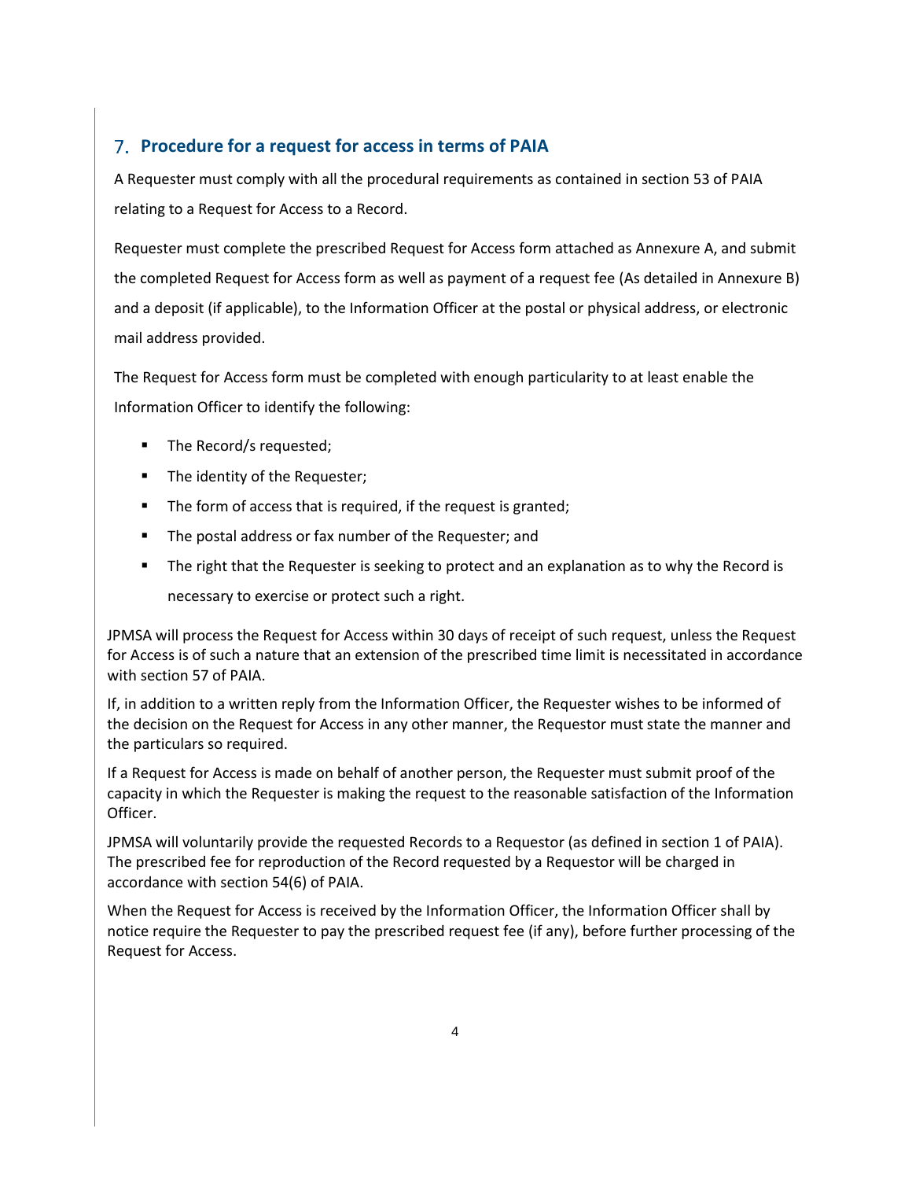## 7. Procedure for a request for access in terms of PAIA

A Requester must comply with all the procedural requirements as contained in section 53 of PAIA relating to a Request for Access to a Record.

Requester must complete the prescribed Request for Access form attached as Annexure A, and submit the completed Request for Access form as well as payment of a request fee (As detailed in Annexure B) and a deposit (if applicable), to the Information Officer at the postal or physical address, or electronic mail address provided.

The Request for Access form must be completed with enough particularity to at least enable the Information Officer to identify the following:

- The Record/s requested;
- The identity of the Requester;
- The form of access that is required, if the request is granted;
- The postal address or fax number of the Requester; and
- The right that the Requester is seeking to protect and an explanation as to why the Record is necessary to exercise or protect such a right.

JPMSA will process the Request for Access within 30 days of receipt of such request, unless the Request for Access is of such a nature that an extension of the prescribed time limit is necessitated in accordance with section 57 of PAIA.

If, in addition to a written reply from the Information Officer, the Requester wishes to be informed of the decision on the Request for Access in any other manner, the Requestor must state the manner and the particulars so required.

If a Request for Access is made on behalf of another person, the Requester must submit proof of the capacity in which the Requester is making the request to the reasonable satisfaction of the Information Officer.

JPMSA will voluntarily provide the requested Records to a Requestor (as defined in section 1 of PAIA). The prescribed fee for reproduction of the Record requested by a Requestor will be charged in accordance with section 54(6) of PAIA.

When the Request for Access is received by the Information Officer, the Information Officer shall by notice require the Requester to pay the prescribed request fee (if any), before further processing of the Request for Access.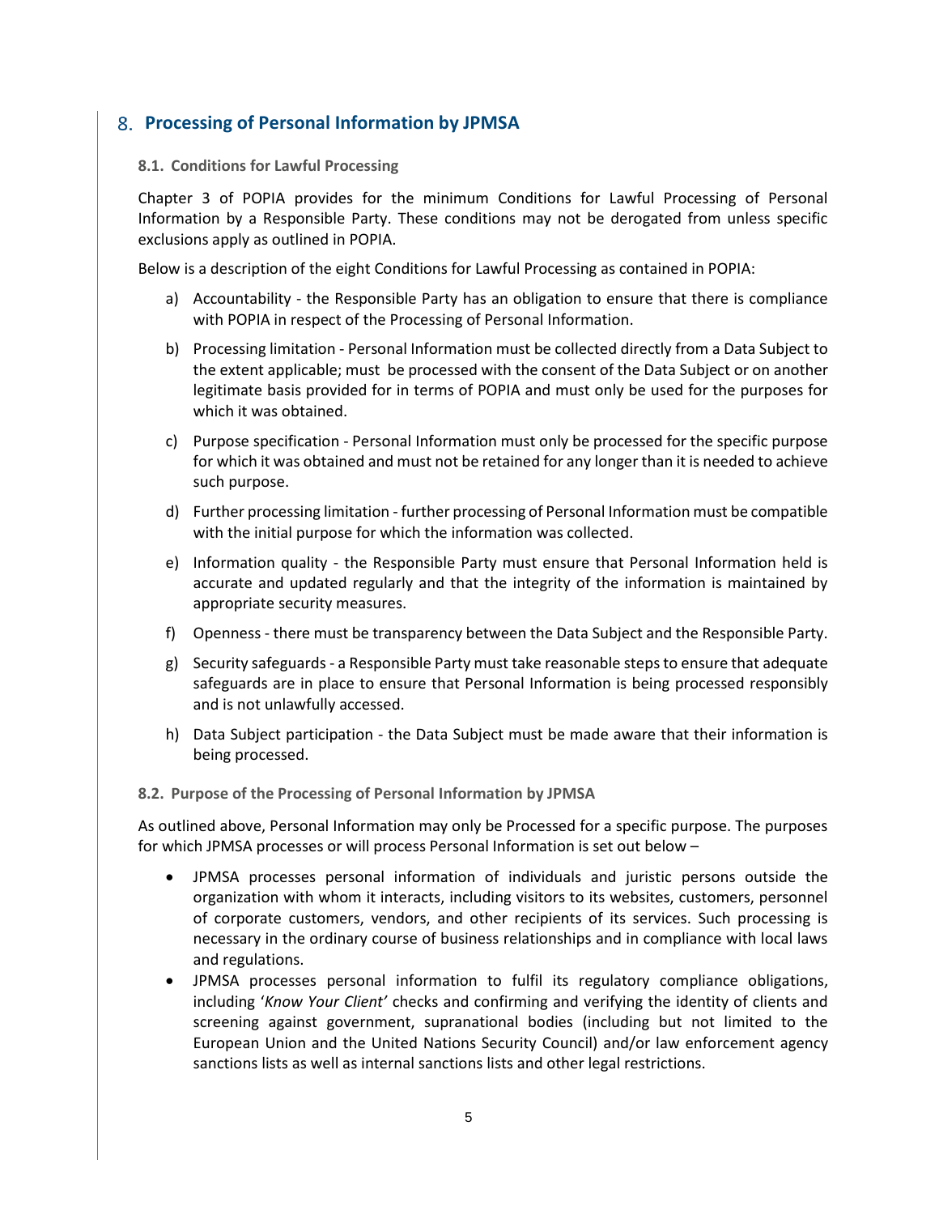## 8. Processing of Personal Information by JPMSA

### 8.1. Conditions for Lawful Processing

Chapter 3 of POPIA provides for the minimum Conditions for Lawful Processing of Personal Information by a Responsible Party. These conditions may not be derogated from unless specific exclusions apply as outlined in POPIA.

Below is a description of the eight Conditions for Lawful Processing as contained in POPIA:

a) Accountability - the Responsible Party has an obligation to ensure that there is compliance with POPIA in respect of the Processing of Personal Information.

b) Processing limitation - Personal Information must be collected directly from a Data Subject to the extent applicable; must be processed with the consent of the Data Subject or on another legitimate basis provided for in terms of POPIA and must only be used for the purposes for which it was obtained.

c) Purpose specification - Personal Information must only be processed for the specific purpose for which it was obtained and must not be retained for any longer than it is needed to achieve such purpose.

d) Further processing limitation - further processing of Personal Information must be compatible with the initial purpose for which the information was collected.

e) Information quality - the Responsible Party must ensure that Personal Information held is accurate and updated regularly and that the integrity of the information is maintained by appropriate security measures.

f) Openness - there must be transparency between the Data Subject and the Responsible Party.

g) Security safeguards - a Responsible Party must take reasonable steps to ensure that adequate safeguards are in place to ensure that Personal Information is being processed responsibly and is not unlawfully accessed.

h) Data Subject participation - the Data Subject must be made aware that their information is being processed.

### 8.2. Purpose of the Processing of Personal Information by JPMSA

As outlined above, Personal Information may only be Processed for a specific purpose. The purposes for which JPMSA processes or will process Personal Information is set out below –

- JPMSA processes personal information of individuals and juristic persons outside the organization with whom it interacts, including visitors to its websites, customers, personnel of corporate customers, vendors, and other recipients of its services. Such processing is necessary in the ordinary course of business relationships and in compliance with local laws and regulations.
- JPMSA processes personal information to fulfil its regulatory compliance obligations, including '*Know Your Client'* checks and confirming and verifying the identity of clients and screening against government, supranational bodies (including but not limited to the European Union and the United Nations Security Council) and/or law enforcement agency sanctions lists as well as internal sanctions lists and other legal restrictions.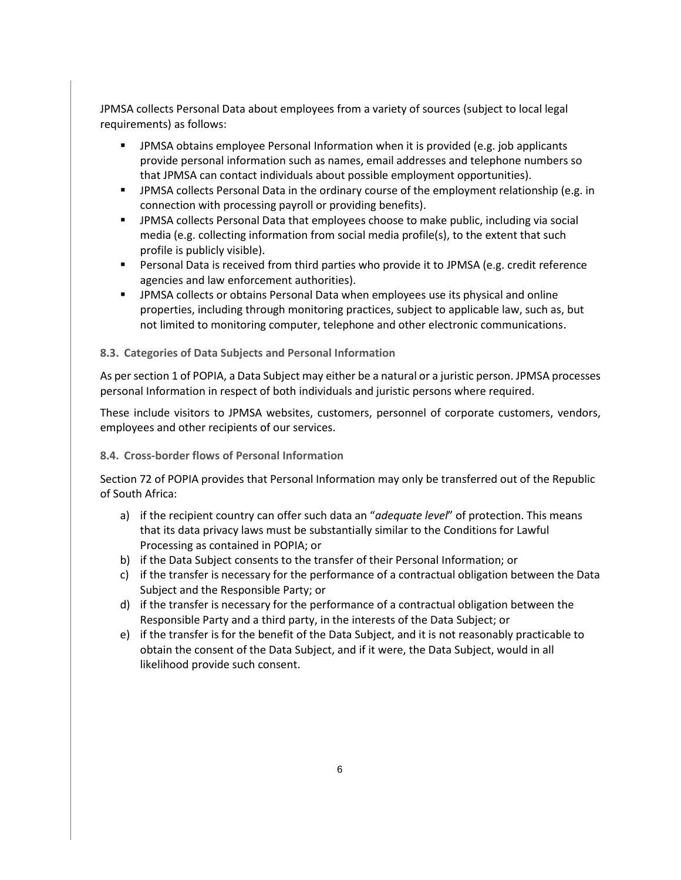JPMSA collects Personal Data about employees from a variety of sources (subject to local legal requirements) as follows:

- JPMSA obtains employee Personal Information when it is provided (e.g. job applicants provide personal information such as names, email addresses and telephone numbers so that JPMSA can contact individuals about possible employment opportunities).
- JPMSA collects Personal Data in the ordinary course of the employment relationship (e.g. in connection with processing payroll or providing benefits).
- JPMSA collects Personal Data that employees choose to make public, including via social media (e.g. collecting information from social media profile(s), to the extent that such profile is publicly visible).
- Personal Data is received from third parties who provide it to JPMSA (e.g. credit reference agencies and law enforcement authorities).
- JPMSA collects or obtains Personal Data when employees use its physical and online properties, including through monitoring practices, subject to applicable law, such as, but not limited to monitoring computer, telephone and other electronic communications.

### 8.3. Categories of Data Subjects and Personal Information

As per section 1 of POPIA, a Data Subject may either be a natural or a juristic person. JPMSA processes personal Information in respect of both individuals and juristic persons where required.

These include visitors to JPMSA websites, customers, personnel of corporate customers, vendors, employees and other recipients of our services.

### 8.4. Cross-border flows of Personal Information

Section 72 of POPIA provides that Personal Information may only be transferred out of the Republic of South Africa:

a) if the recipient country can offer such data an "*adequate level*" of protection. This means that its data privacy laws must be substantially similar to the Conditions for Lawful Processing as contained in POPIA; or
b) if the Data Subject consents to the transfer of their Personal Information; or
c) if the transfer is necessary for the performance of a contractual obligation between the Data Subject and the Responsible Party; or
d) if the transfer is necessary for the performance of a contractual obligation between the Responsible Party and a third party, in the interests of the Data Subject; or
e) if the transfer is for the benefit of the Data Subject, and it is not reasonably practicable to obtain the consent of the Data Subject, and if it were, the Data Subject, would in all likelihood provide such consent.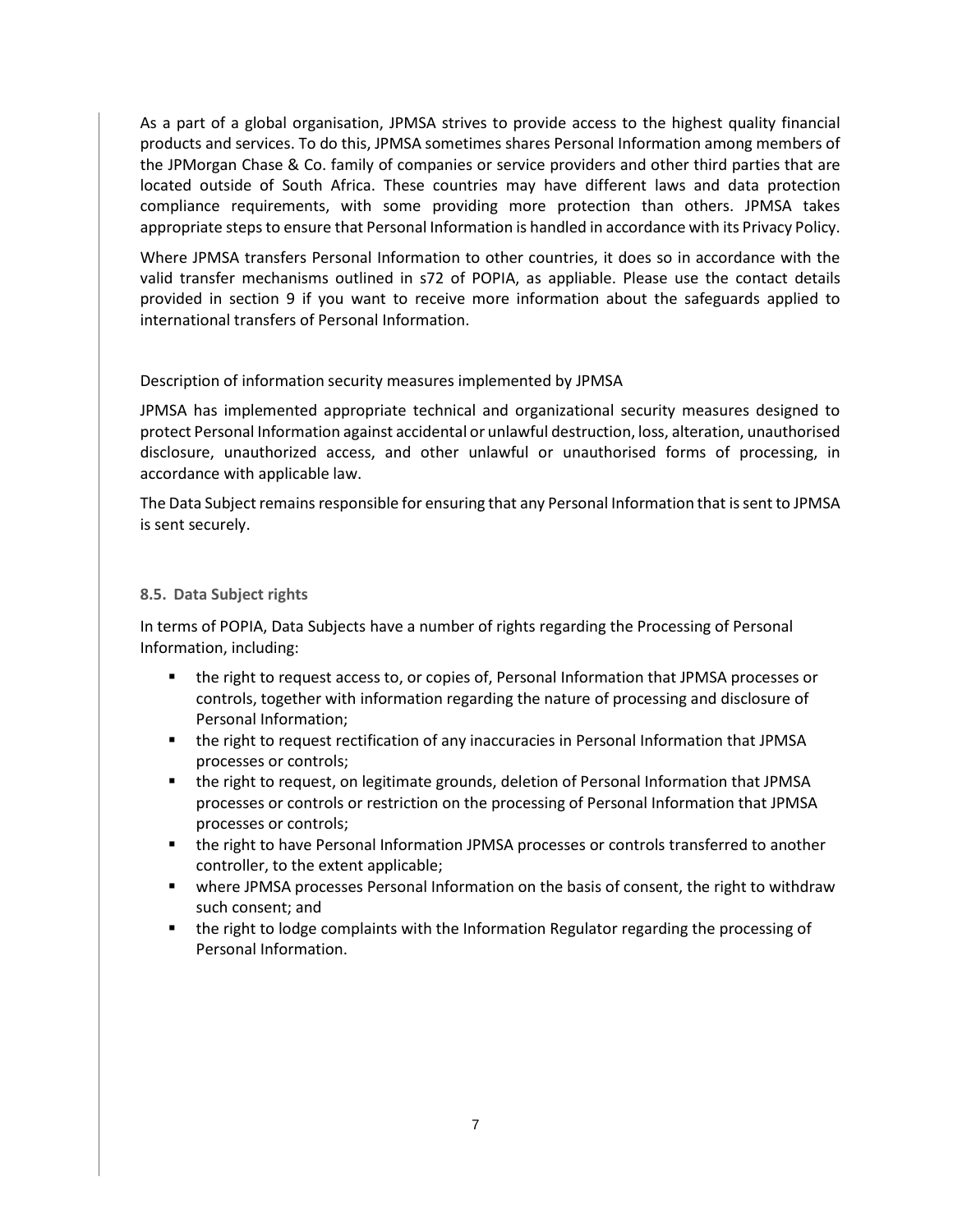As a part of a global organisation, JPMSA strives to provide access to the highest quality financial products and services. To do this, JPMSA sometimes shares Personal Information among members of the JPMorgan Chase & Co. family of companies or service providers and other third parties that are located outside of South Africa. These countries may have different laws and data protection compliance requirements, with some providing more protection than others. JPMSA takes appropriate steps to ensure that Personal Information is handled in accordance with its Privacy Policy.

Where JPMSA transfers Personal Information to other countries, it does so in accordance with the valid transfer mechanisms outlined in s72 of POPIA, as appliable. Please use the contact details provided in section 9 if you want to receive more information about the safeguards applied to international transfers of Personal Information.

Description of information security measures implemented by JPMSA

JPMSA has implemented appropriate technical and organizational security measures designed to protect Personal Information against accidental or unlawful destruction, loss, alteration, unauthorised disclosure, unauthorized access, and other unlawful or unauthorised forms of processing, in accordance with applicable law.

The Data Subject remains responsible for ensuring that any Personal Information that is sent to JPMSA is sent securely.

### 8.5. Data Subject rights

In terms of POPIA, Data Subjects have a number of rights regarding the Processing of Personal Information, including:

- the right to request access to, or copies of, Personal Information that JPMSA processes or controls, together with information regarding the nature of processing and disclosure of Personal Information;
- the right to request rectification of any inaccuracies in Personal Information that JPMSA processes or controls;
- the right to request, on legitimate grounds, deletion of Personal Information that JPMSA processes or controls or restriction on the processing of Personal Information that JPMSA processes or controls;
- the right to have Personal Information JPMSA processes or controls transferred to another controller, to the extent applicable;
- where JPMSA processes Personal Information on the basis of consent, the right to withdraw such consent; and
- the right to lodge complaints with the Information Regulator regarding the processing of Personal Information.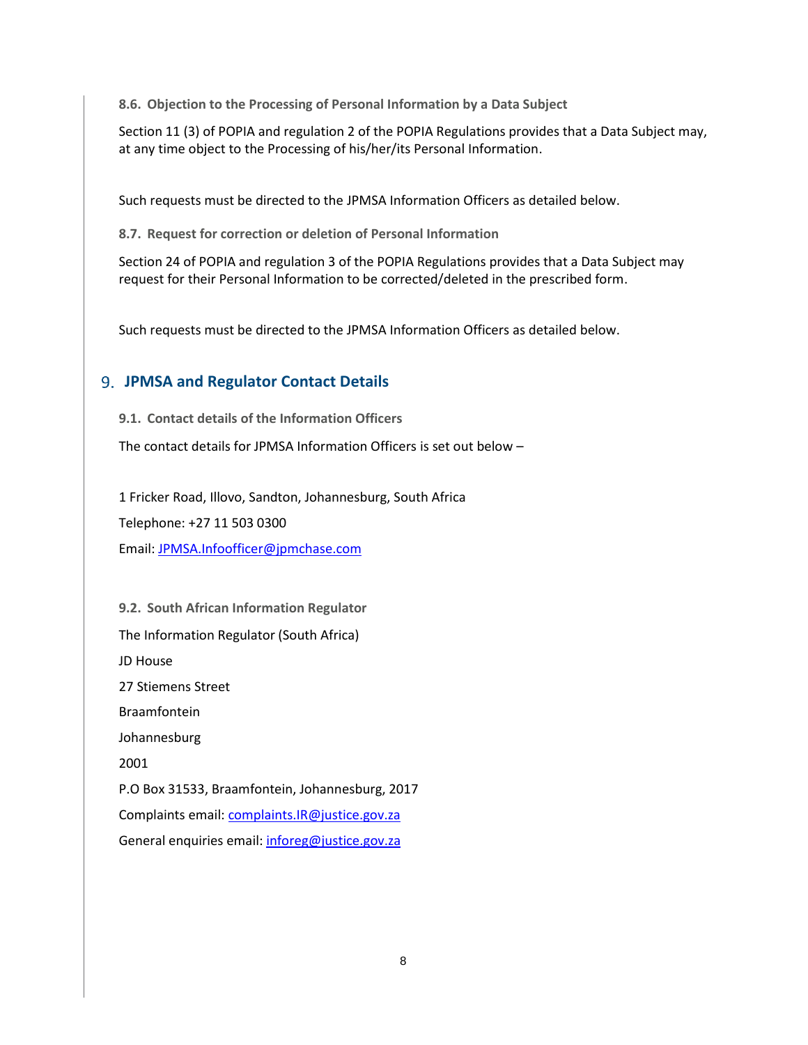### 8.6. Objection to the Processing of Personal Information by a Data Subject

Section 11 (3) of POPIA and regulation 2 of the POPIA Regulations provides that a Data Subject may, at any time object to the Processing of his/her/its Personal Information.

Such requests must be directed to the JPMSA Information Officers as detailed below.

### 8.7. Request for correction or deletion of Personal Information

Section 24 of POPIA and regulation 3 of the POPIA Regulations provides that a Data Subject may request for their Personal Information to be corrected/deleted in the prescribed form.

Such requests must be directed to the JPMSA Information Officers as detailed below.

## 9. JPMSA and Regulator Contact Details

### 9.1. Contact details of the Information Officers

The contact details for JPMSA Information Officers is set out below –

1 Fricker Road, Illovo, Sandton, Johannesburg, South Africa

Telephone: +27 11 503 0300

Email: JPMSA.Infoofficer@jpmchase.com

### 9.2. South African Information Regulator

The Information Regulator (South Africa)

JD House

27 Stiemens Street

Braamfontein

Johannesburg

2001

P.O Box 31533, Braamfontein, Johannesburg, 2017

Complaints email: complaints.IR@justice.gov.za

General enquiries email: inforeg@justice.gov.za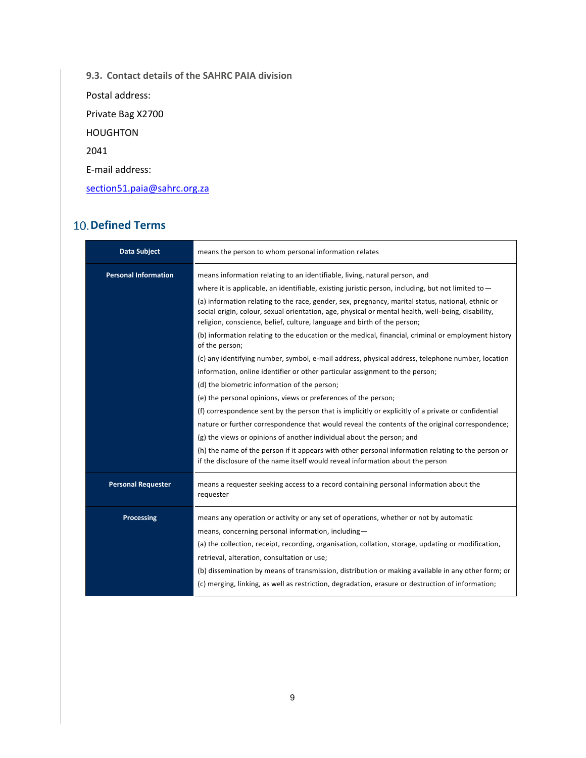### 9.3. Contact details of the SAHRC PAIA division

Postal address:

Private Bag X2700

HOUGHTON

2041

E-mail address:

section51.paia@sahrc.org.za

## 10. Defined Terms

| Term | Definition |
|---|---|
| **Data Subject** | means the person to whom personal information relates |
| **Personal Information** | means information relating to an identifiable, living, natural person, and where it is applicable, an identifiable, existing juristic person, including, but not limited to — (a) information relating to the race, gender, sex, pregnancy, marital status, national, ethnic or social origin, colour, sexual orientation, age, physical or mental health, well-being, disability, religion, conscience, belief, culture, language and birth of the person; (b) information relating to the education or the medical, financial, criminal or employment history of the person; (c) any identifying number, symbol, e-mail address, physical address, telephone number, location information, online identifier or other particular assignment to the person; (d) the biometric information of the person; (e) the personal opinions, views or preferences of the person; (f) correspondence sent by the person that is implicitly or explicitly of a private or confidential nature or further correspondence that would reveal the contents of the original correspondence; (g) the views or opinions of another individual about the person; and (h) the name of the person if it appears with other personal information relating to the person or if the disclosure of the name itself would reveal information about the person |
| **Personal Requester** | means a requester seeking access to a record containing personal information about the requester |
| **Processing** | means any operation or activity or any set of operations, whether or not by automatic means, concerning personal information, including— (a) the collection, receipt, recording, organisation, collation, storage, updating or modification, retrieval, alteration, consultation or use; (b) dissemination by means of transmission, distribution or making available in any other form; or (c) merging, linking, as well as restriction, degradation, erasure or destruction of information; |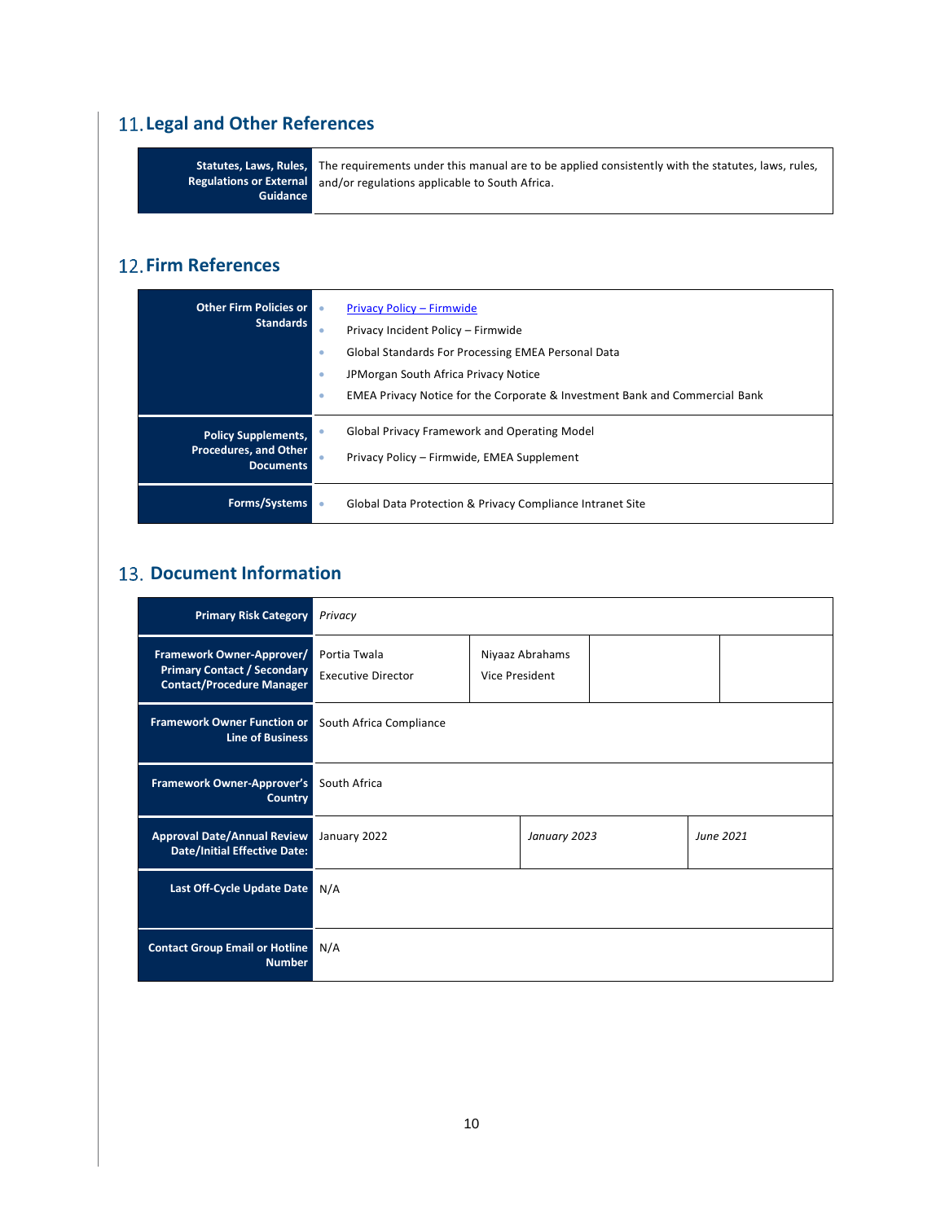## 11. Legal and Other References

| Statutes, Laws, Rules, Regulations or External Guidance | The requirements under this manual are to be applied consistently with the statutes, laws, rules, and/or regulations applicable to South Africa. |
|---|---|

## 12. Firm References

| | |
|---|---|
| **Other Firm Policies or Standards** | • Privacy Policy – Firmwide<br>• Privacy Incident Policy – Firmwide<br>• Global Standards For Processing EMEA Personal Data<br>• JPMorgan South Africa Privacy Notice<br>• EMEA Privacy Notice for the Corporate & Investment Bank and Commercial Bank |
| **Policy Supplements, Procedures, and Other Documents** | • Global Privacy Framework and Operating Model<br>• Privacy Policy – Firmwide, EMEA Supplement |
| **Forms/Systems** | • Global Data Protection & Privacy Compliance Intranet Site |

## 13. Document Information

| | | | | |
|---|---|---|---|---|
| **Primary Risk Category** | *Privacy* | | | |
| **Framework Owner-Approver/ Primary Contact / Secondary Contact/Procedure Manager** | Portia Twala<br>Executive Director | Niyaaz Abrahams<br>Vice President | | |
| **Framework Owner Function or Line of Business** | South Africa Compliance | | | |
| **Framework Owner-Approver's Country** | South Africa | | | |
| **Approval Date/Annual Review Date/Initial Effective Date:** | January 2022 | *January 2023* | *June 2021* | |
| **Last Off-Cycle Update Date** | N/A | | | |
| **Contact Group Email or Hotline Number** | N/A | | | |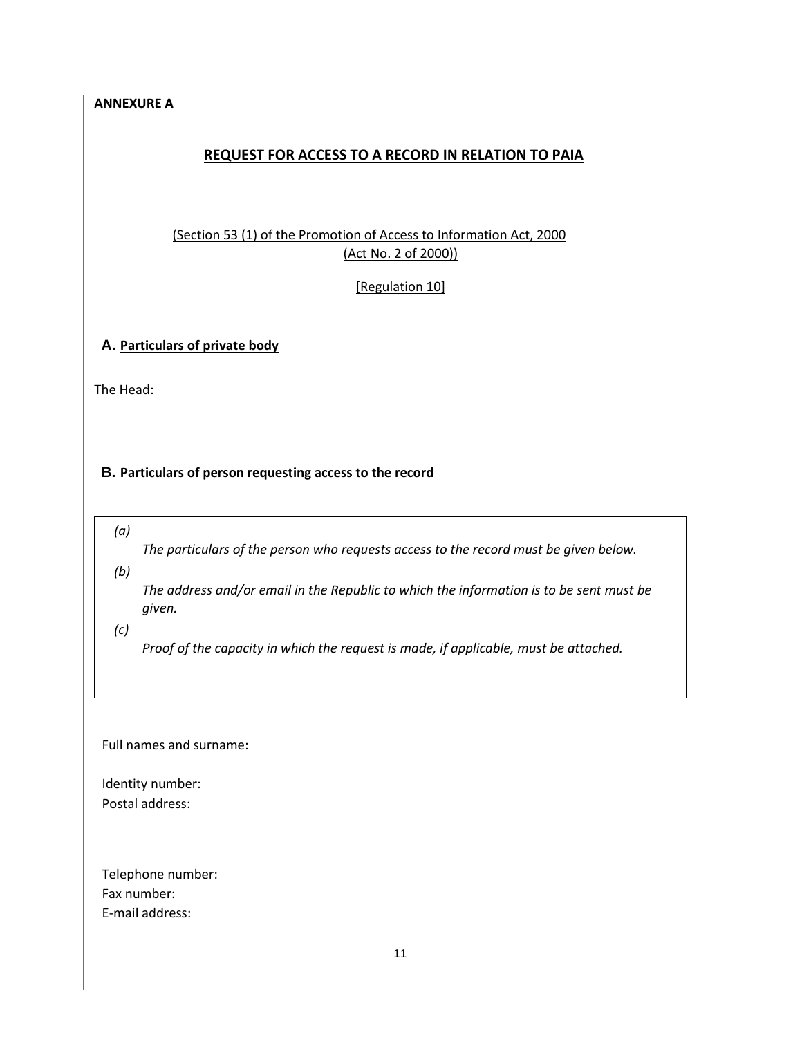**ANNEXURE A**

## REQUEST FOR ACCESS TO A RECORD IN RELATION TO PAIA

(Section 53 (1) of the Promotion of Access to Information Act, 2000 (Act No. 2 of 2000))

[Regulation 10]

### A. Particulars of private body

The Head:

### B. Particulars of person requesting access to the record

*(a)* *The particulars of the person who requests access to the record must be given below.*

*(b)* *The address and/or email in the Republic to which the information is to be sent must be given.*

*(c)* *Proof of the capacity in which the request is made, if applicable, must be attached.*

Full names and surname:

Identity number:

Postal address:

Telephone number:

Fax number:

E-mail address: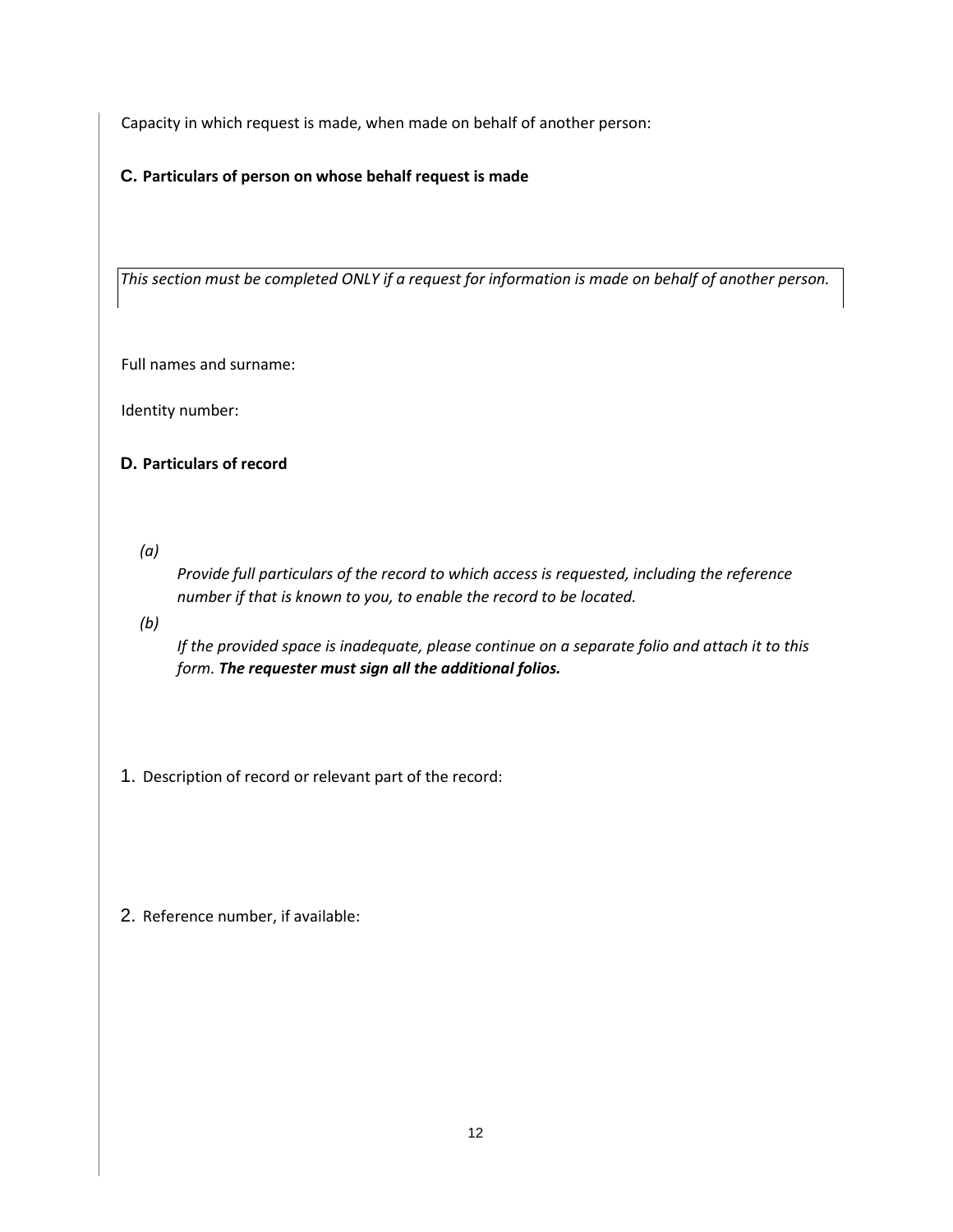Capacity in which request is made, when made on behalf of another person:

**C. Particulars of person on whose behalf request is made**

*This section must be completed ONLY if a request for information is made on behalf of another person.*

Full names and surname:

Identity number:

**D. Particulars of record**

*(a)* *Provide full particulars of the record to which access is requested, including the reference number if that is known to you, to enable the record to be located.*

*(b)* *If the provided space is inadequate, please continue on a separate folio and attach it to this form.* ***The requester must sign all the additional folios.***

1. Description of record or relevant part of the record:

2. Reference number, if available: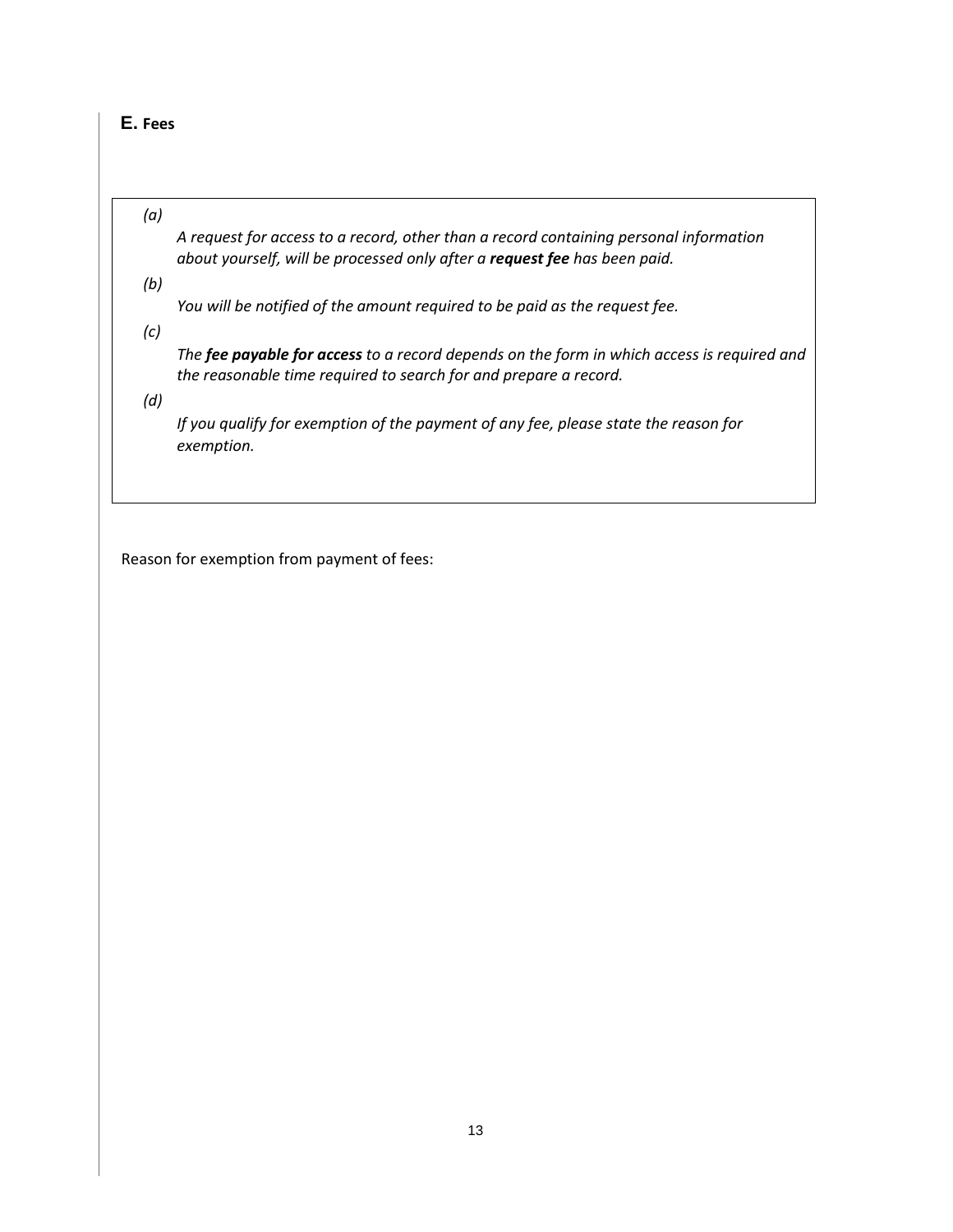## E. Fees

*(a)*

*A request for access to a record, other than a record containing personal information about yourself, will be processed only after a **request fee** has been paid.*

*(b)*

*You will be notified of the amount required to be paid as the request fee.*

*(c)*

*The **fee payable for access** to a record depends on the form in which access is required and the reasonable time required to search for and prepare a record.*

*(d)*

*If you qualify for exemption of the payment of any fee, please state the reason for exemption.*

Reason for exemption from payment of fees: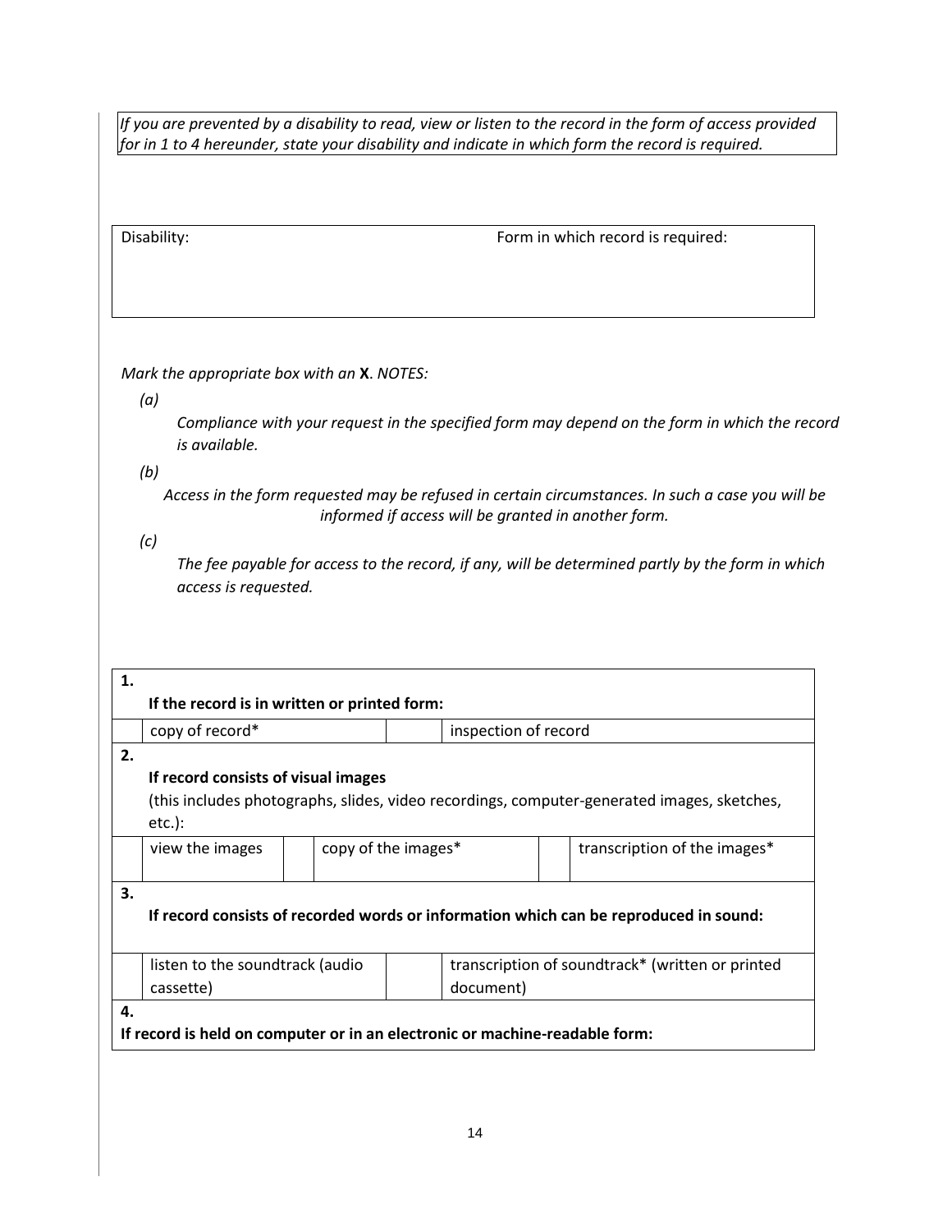*If you are prevented by a disability to read, view or listen to the record in the form of access provided for in 1 to 4 hereunder, state your disability and indicate in which form the record is required.*

| Disability: | Form in which record is required: |
|---|---|
| | |

*Mark the appropriate box with an* **X**. *NOTES:*

*(a)*

*Compliance with your request in the specified form may depend on the form in which the record is available.*

*(b)*

*Access in the form requested may be refused in certain circumstances. In such a case you will be informed if access will be granted in another form.*

*(c)*

*The fee payable for access to the record, if any, will be determined partly by the form in which access is requested.*

| **1.** | | | | | |
|---|---|---|---|---|---|
| **If the record is in written or printed form:** | | | | | |
| | copy of record* | | inspection of record | | |
| **2.** | | | | | |
| **If record consists of visual images** (this includes photographs, slides, video recordings, computer-generated images, sketches, etc.): | | | | | |
| | view the images | | copy of the images* | | transcription of the images* |
| **3.** | | | | | |
| **If record consists of recorded words or information which can be reproduced in sound:** | | | | | |
| | listen to the soundtrack (audio cassette) | | transcription of soundtrack* (written or printed document) | | |
| **4.** | | | | | |
| **If record is held on computer or in an electronic or machine-readable form:** | | | | | |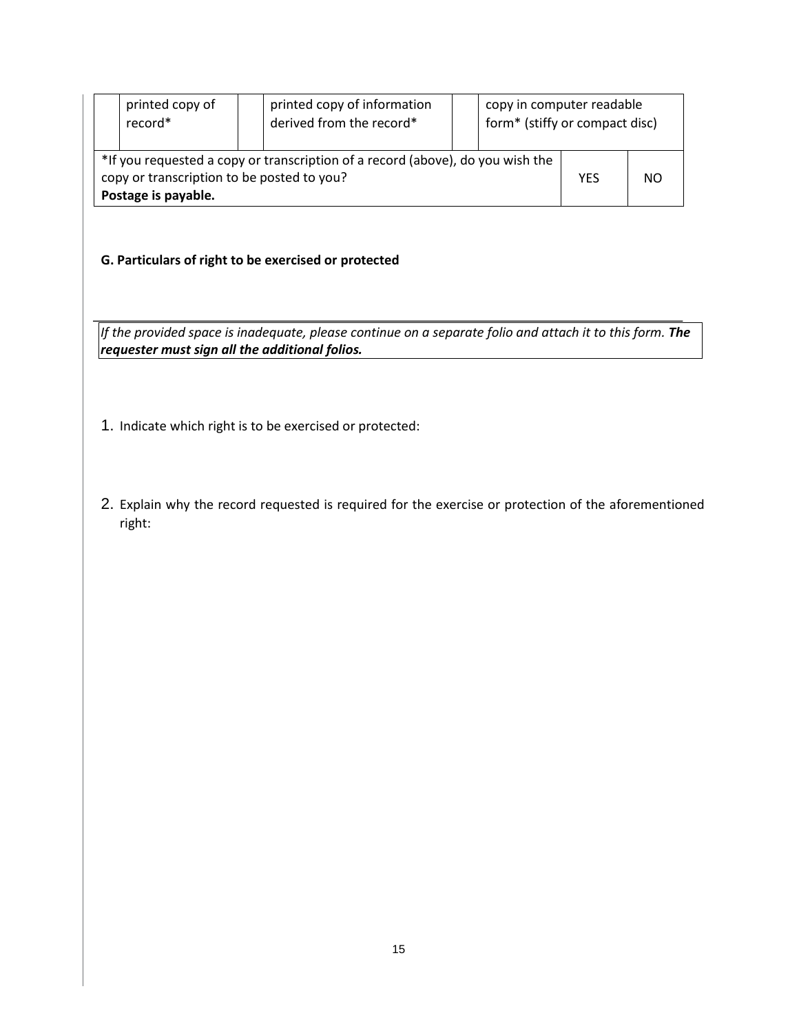| | printed copy of record* | | printed copy of information derived from the record* | | copy in computer readable form* (stiffy or compact disc) |
|---|---|---|---|---|---|

| *If you requested a copy or transcription of a record (above), do you wish the copy or transcription to be posted to you? **Postage is payable.** | YES | NO |
|---|---|---|

**G. Particulars of right to be exercised or protected**

*If the provided space is inadequate, please continue on a separate folio and attach it to this form.* ***The requester must sign all the additional folios.***

1. Indicate which right is to be exercised or protected:

2. Explain why the record requested is required for the exercise or protection of the aforementioned right: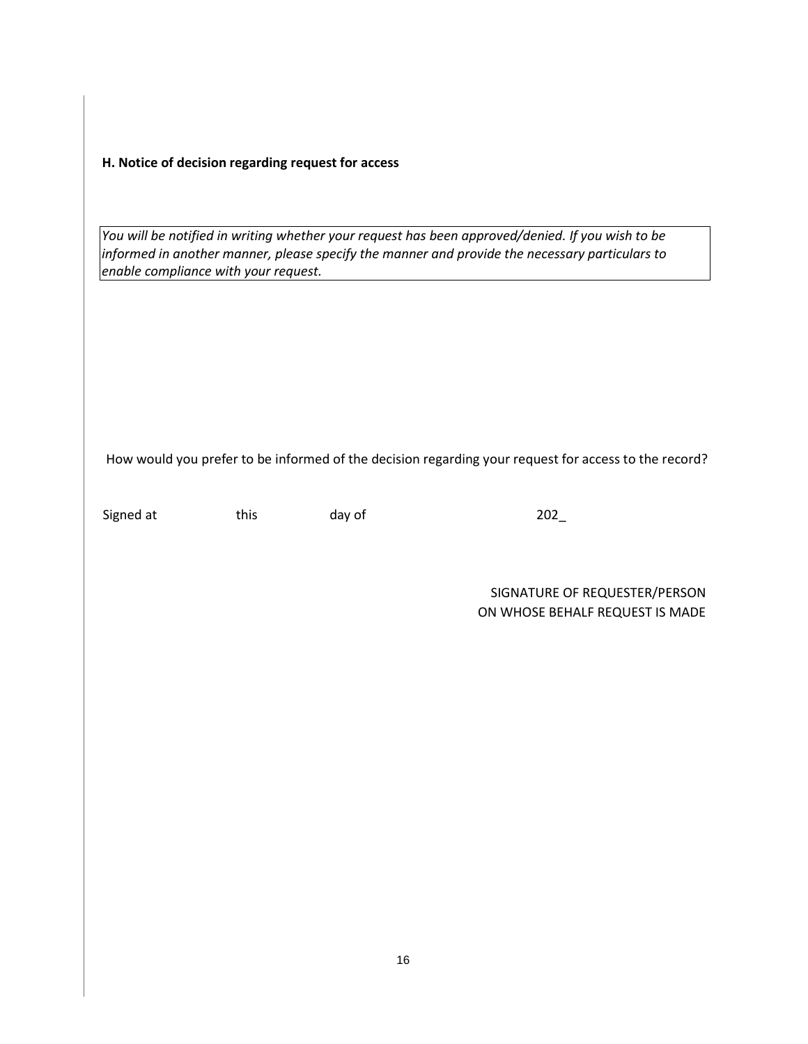**H. Notice of decision regarding request for access**

*You will be notified in writing whether your request has been approved/denied. If you wish to be informed in another manner, please specify the manner and provide the necessary particulars to enable compliance with your request.*

How would you prefer to be informed of the decision regarding your request for access to the record?

Signed at this day of 202_

SIGNATURE OF REQUESTER/PERSON ON WHOSE BEHALF REQUEST IS MADE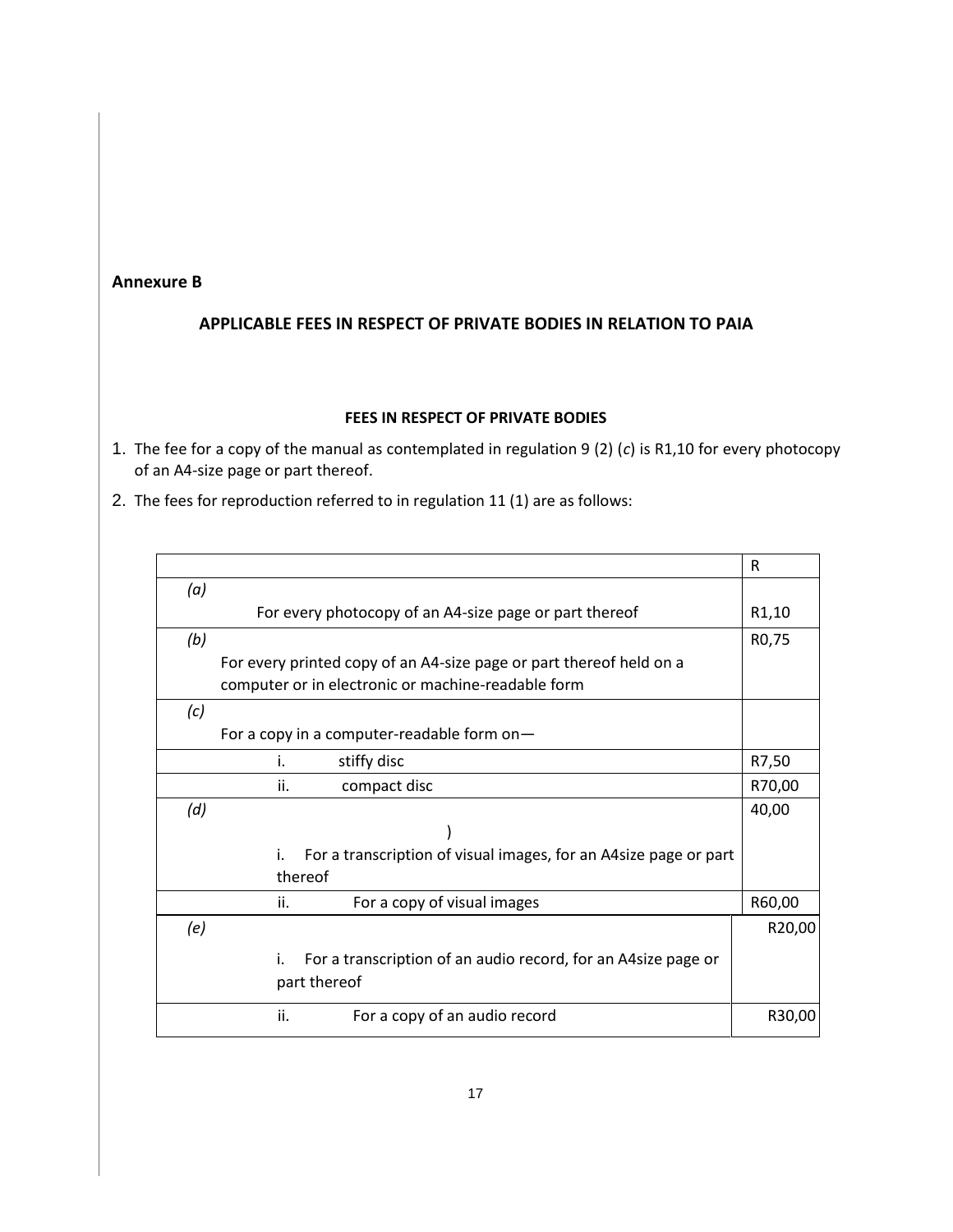**Annexure B**

## APPLICABLE FEES IN RESPECT OF PRIVATE BODIES IN RELATION TO PAIA

### FEES IN RESPECT OF PRIVATE BODIES

1. The fee for a copy of the manual as contemplated in regulation 9 (2) (*c*) is R1,10 for every photocopy of an A4-size page or part thereof.
2. The fees for reproduction referred to in regulation 11 (1) are as follows:

| | R |
|---|---|
| *(a)* For every photocopy of an A4-size page or part thereof | R1,10 |
| *(b)* For every printed copy of an A4-size page or part thereof held on a computer or in electronic or machine-readable form | R0,75 |
| *(c)* For a copy in a computer-readable form on— | |
| i. stiffy disc | R7,50 |
| ii. compact disc | R70,00 |
| *(d)* ) i. For a transcription of visual images, for an A4size page or part thereof | 40,00 |
| ii. For a copy of visual images | R60,00 |
| *(e)* i. For a transcription of an audio record, for an A4size page or part thereof | R20,00 |
| ii. For a copy of an audio record | R30,00 |